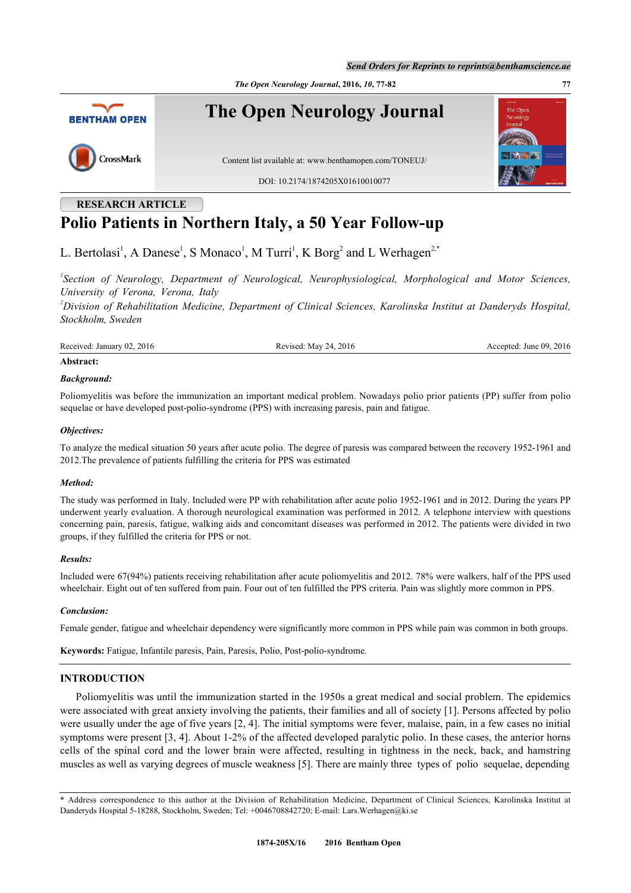RESEARCH ARTICLE

# Polio Patients in Northern Italy, a 50 Year Follow-up

L. Bertolasi[1], A Danese[1], S Monaco[1], M Turri[1], K Borg[2] and L Werhagen[2,*]

[1]*Section of Neurology, Department of Neurological, Neurophysiological, Morphological and Motor Sciences, University of Verona, Verona, Italy*

[2]*Division of Rehabilitation Medicine, Department of Clinical Sciences, Karolinska Institut at Danderyds Hospital, Stockholm, Sweden*

Received: January 02, 2016 | Revised: May 24, 2016 | Accepted: June 09, 2016

**Abstract:**

***Background:***

Poliomyelitis was before the immunization an important medical problem. Nowadays polio prior patients (PP) suffer from polio sequelae or have developed post-polio-syndrome (PPS) with increasing paresis, pain and fatigue.

***Objectives:***

To analyze the medical situation 50 years after acute polio. The degree of paresis was compared between the recovery 1952-1961 and 2012.The prevalence of patients fulfilling the criteria for PPS was estimated

***Method:***

The study was performed in Italy. Included were PP with rehabilitation after acute polio 1952-1961 and in 2012. During the years PP underwent yearly evaluation. A thorough neurological examination was performed in 2012. A telephone interview with questions concerning pain, paresis, fatigue, walking aids and concomitant diseases was performed in 2012. The patients were divided in two groups, if they fulfilled the criteria for PPS or not.

***Results:***

Included were 67(94%) patients receiving rehabilitation after acute poliomyelitis and 2012. 78% were walkers, half of the PPS used wheelchair. Eight out of ten suffered from pain. Four out of ten fulfilled the PPS criteria. Pain was slightly more common in PPS.

***Conclusion:***

Female gender, fatigue and wheelchair dependency were significantly more common in PPS while pain was common in both groups.

**Keywords:** Fatigue, Infantile paresis, Pain, Paresis, Polio, Post-polio-syndrome.

## INTRODUCTION

Poliomyelitis was until the immunization started in the 1950s a great medical and social problem. The epidemics were associated with great anxiety involving the patients, their families and all of society [1]. Persons affected by polio were usually under the age of five years [2, 4]. The initial symptoms were fever, malaise, pain, in a few cases no initial symptoms were present [3, 4]. About 1-2% of the affected developed paralytic polio. In these cases, the anterior horns cells of the spinal cord and the lower brain were affected, resulting in tightness in the neck, back, and hamstring muscles as well as varying degrees of muscle weakness [5]. There are mainly three types of polio sequelae, depending

\* Address correspondence to this author at the Division of Rehabilitation Medicine, Department of Clinical Sciences, Karolinska Institut at Danderyds Hospital 5-18288, Stockholm, Sweden; Tel: +0046708842720; E-mail: Lars.Werhagen@ki.se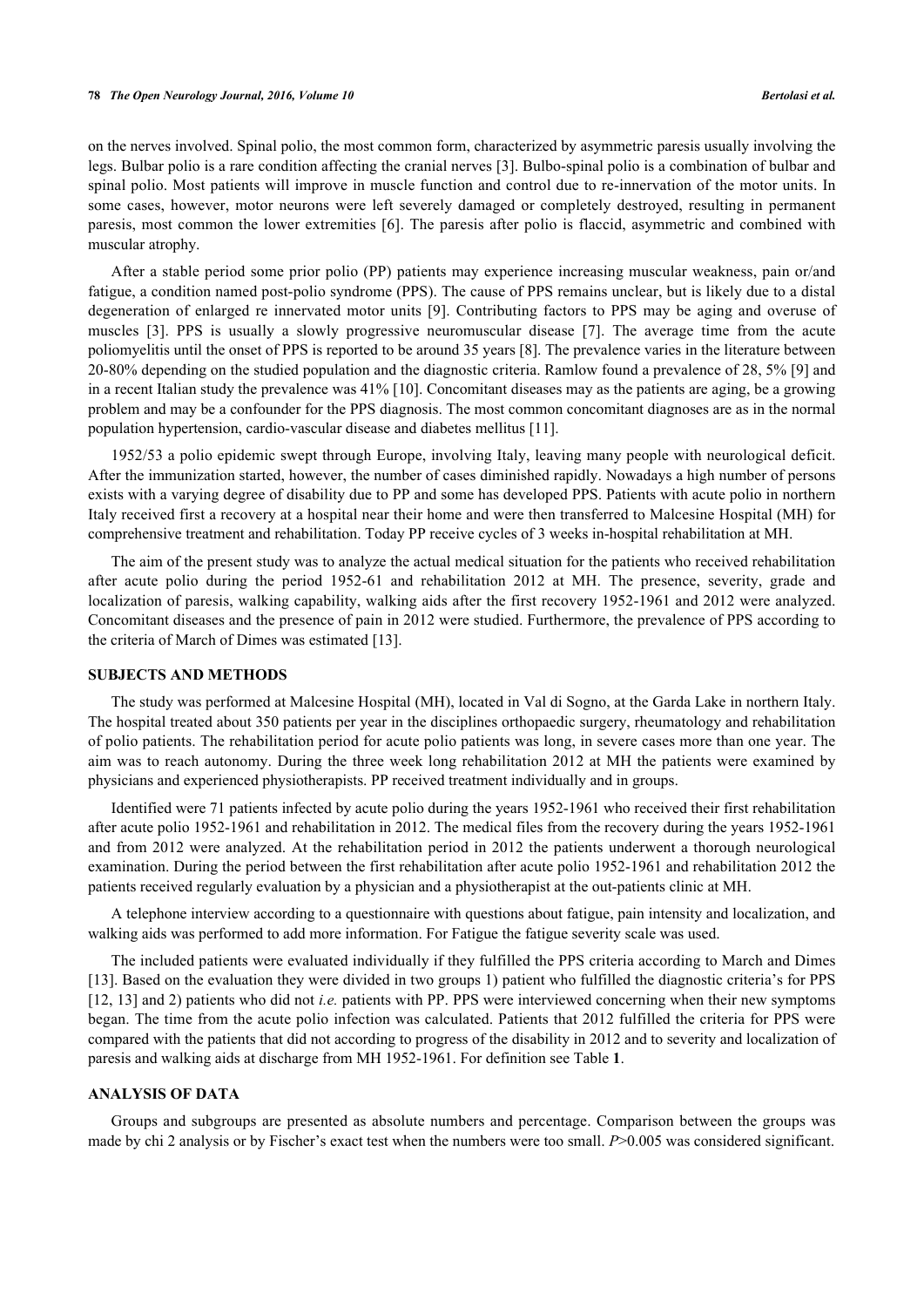on the nerves involved. Spinal polio, the most common form, characterized by asymmetric paresis usually involving the legs. Bulbar polio is a rare condition affecting the cranial nerves [3]. Bulbo-spinal polio is a combination of bulbar and spinal polio. Most patients will improve in muscle function and control due to re-innervation of the motor units. In some cases, however, motor neurons were left severely damaged or completely destroyed, resulting in permanent paresis, most common the lower extremities [6]. The paresis after polio is flaccid, asymmetric and combined with muscular atrophy.

After a stable period some prior polio (PP) patients may experience increasing muscular weakness, pain or/and fatigue, a condition named post-polio syndrome (PPS). The cause of PPS remains unclear, but is likely due to a distal degeneration of enlarged re innervated motor units [9]. Contributing factors to PPS may be aging and overuse of muscles [3]. PPS is usually a slowly progressive neuromuscular disease [7]. The average time from the acute poliomyelitis until the onset of PPS is reported to be around 35 years [8]. The prevalence varies in the literature between 20-80% depending on the studied population and the diagnostic criteria. Ramlow found a prevalence of 28, 5% [9] and in a recent Italian study the prevalence was 41% [10]. Concomitant diseases may as the patients are aging, be a growing problem and may be a confounder for the PPS diagnosis. The most common concomitant diagnoses are as in the normal population hypertension, cardio-vascular disease and diabetes mellitus [11].

1952/53 a polio epidemic swept through Europe, involving Italy, leaving many people with neurological deficit. After the immunization started, however, the number of cases diminished rapidly. Nowadays a high number of persons exists with a varying degree of disability due to PP and some has developed PPS. Patients with acute polio in northern Italy received first a recovery at a hospital near their home and were then transferred to Malcesine Hospital (MH) for comprehensive treatment and rehabilitation. Today PP receive cycles of 3 weeks in-hospital rehabilitation at MH.

The aim of the present study was to analyze the actual medical situation for the patients who received rehabilitation after acute polio during the period 1952-61 and rehabilitation 2012 at MH. The presence, severity, grade and localization of paresis, walking capability, walking aids after the first recovery 1952-1961 and 2012 were analyzed. Concomitant diseases and the presence of pain in 2012 were studied. Furthermore, the prevalence of PPS according to the criteria of March of Dimes was estimated [13].

## SUBJECTS AND METHODS

The study was performed at Malcesine Hospital (MH), located in Val di Sogno, at the Garda Lake in northern Italy. The hospital treated about 350 patients per year in the disciplines orthopaedic surgery, rheumatology and rehabilitation of polio patients. The rehabilitation period for acute polio patients was long, in severe cases more than one year. The aim was to reach autonomy. During the three week long rehabilitation 2012 at MH the patients were examined by physicians and experienced physiotherapists. PP received treatment individually and in groups.

Identified were 71 patients infected by acute polio during the years 1952-1961 who received their first rehabilitation after acute polio 1952-1961 and rehabilitation in 2012. The medical files from the recovery during the years 1952-1961 and from 2012 were analyzed. At the rehabilitation period in 2012 the patients underwent a thorough neurological examination. During the period between the first rehabilitation after acute polio 1952-1961 and rehabilitation 2012 the patients received regularly evaluation by a physician and a physiotherapist at the out-patients clinic at MH.

A telephone interview according to a questionnaire with questions about fatigue, pain intensity and localization, and walking aids was performed to add more information. For Fatigue the fatigue severity scale was used.

The included patients were evaluated individually if they fulfilled the PPS criteria according to March and Dimes [13]. Based on the evaluation they were divided in two groups 1) patient who fulfilled the diagnostic criteria's for PPS [12, 13] and 2) patients who did not *i.e.* patients with PP. PPS were interviewed concerning when their new symptoms began. The time from the acute polio infection was calculated. Patients that 2012 fulfilled the criteria for PPS were compared with the patients that did not according to progress of the disability in 2012 and to severity and localization of paresis and walking aids at discharge from MH 1952-1961. For definition see Table **1**.

## ANALYSIS OF DATA

Groups and subgroups are presented as absolute numbers and percentage. Comparison between the groups was made by chi 2 analysis or by Fischer's exact test when the numbers were too small. *P*>0.005 was considered significant.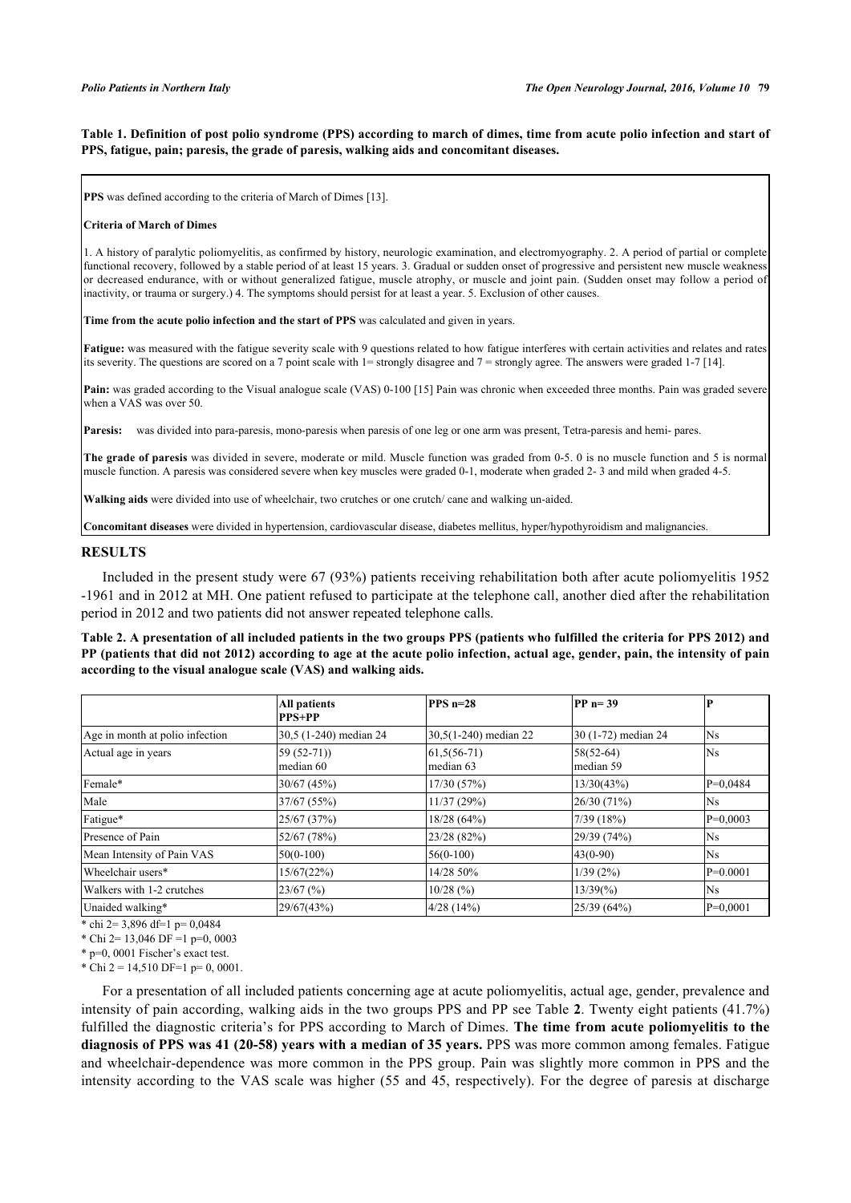**Table 1. Definition of post polio syndrome (PPS) according to march of dimes, time from acute polio infection and start of PPS, fatigue, pain; paresis, the grade of paresis, walking aids and concomitant diseases.**

**PPS** was defined according to the criteria of March of Dimes [13].

**Criteria of March of Dimes**

1. A history of paralytic poliomyelitis, as confirmed by history, neurologic examination, and electromyography. 2. A period of partial or complete functional recovery, followed by a stable period of at least 15 years. 3. Gradual or sudden onset of progressive and persistent new muscle weakness or decreased endurance, with or without generalized fatigue, muscle atrophy, or muscle and joint pain. (Sudden onset may follow a period of inactivity, or trauma or surgery.) 4. The symptoms should persist for at least a year. 5. Exclusion of other causes.

**Time from the acute polio infection and the start of PPS** was calculated and given in years.

**Fatigue:** was measured with the fatigue severity scale with 9 questions related to how fatigue interferes with certain activities and relates and rates its severity. The questions are scored on a 7 point scale with 1= strongly disagree and 7 = strongly agree. The answers were graded 1-7 [14].

**Pain:** was graded according to the Visual analogue scale (VAS) 0-100 [15] Pain was chronic when exceeded three months. Pain was graded severe when a VAS was over 50.

**Paresis:** was divided into para-paresis, mono-paresis when paresis of one leg or one arm was present, Tetra-paresis and hemi- pares.

**The grade of paresis** was divided in severe, moderate or mild. Muscle function was graded from 0-5. 0 is no muscle function and 5 is normal muscle function. A paresis was considered severe when key muscles were graded 0-1, moderate when graded 2- 3 and mild when graded 4-5.

**Walking aids** were divided into use of wheelchair, two crutches or one crutch/ cane and walking un-aided.

**Concomitant diseases** were divided in hypertension, cardiovascular disease, diabetes mellitus, hyper/hypothyroidism and malignancies.

## RESULTS

Included in the present study were 67 (93%) patients receiving rehabilitation both after acute poliomyelitis 1952 -1961 and in 2012 at MH. One patient refused to participate at the telephone call, another died after the rehabilitation period in 2012 and two patients did not answer repeated telephone calls.

**Table 2. A presentation of all included patients in the two groups PPS (patients who fulfilled the criteria for PPS 2012) and PP (patients that did not 2012) according to age at the acute polio infection, actual age, gender, pain, the intensity of pain according to the visual analogue scale (VAS) and walking aids.**

| | All patients PPS+PP | PPS n=28 | PP n= 39 | P |
|---|---|---|---|---|
| Age in month at polio infection | 30,5 (1-240) median 24 | 30,5(1-240) median 22 | 30 (1-72) median 24 | Ns |
| Actual age in years | 59 (52-71)) median 60 | 61,5(56-71) median 63 | 58(52-64) median 59 | Ns |
| Female* | 30/67 (45%) | 17/30 (57%) | 13/30(43%) | P=0,0484 |
| Male | 37/67 (55%) | 11/37 (29%) | 26/30 (71%) | Ns |
| Fatigue* | 25/67 (37%) | 18/28 (64%) | 7/39 (18%) | P=0,0003 |
| Presence of Pain | 52/67 (78%) | 23/28 (82%) | 29/39 (74%) | Ns |
| Mean Intensity of Pain VAS | 50(0-100) | 56(0-100) | 43(0-90) | Ns |
| Wheelchair users* | 15/67(22%) | 14/28 50% | 1/39 (2%) | P=0.0001 |
| Walkers with 1-2 crutches | 23/67 (%) | 10/28 (%) | 13/39(%) | Ns |
| Unaided walking* | 29/67(43%) | 4/28 (14%) | 25/39 (64%) | P=0,0001 |

* chi 2= 3,896 df=1 p= 0,0484

* Chi 2= 13,046 DF =1 p=0, 0003

* p=0, 0001 Fischer's exact test.

* Chi 2 = 14,510 DF=1 p= 0, 0001.

For a presentation of all included patients concerning age at acute poliomyelitis, actual age, gender, prevalence and intensity of pain according, walking aids in the two groups PPS and PP see Table **2**. Twenty eight patients (41.7%) fulfilled the diagnostic criteria's for PPS according to March of Dimes. **The time from acute poliomyelitis to the diagnosis of PPS was 41 (20-58) years with a median of 35 years.** PPS was more common among females. Fatigue and wheelchair-dependence was more common in the PPS group. Pain was slightly more common in PPS and the intensity according to the VAS scale was higher (55 and 45, respectively). For the degree of paresis at discharge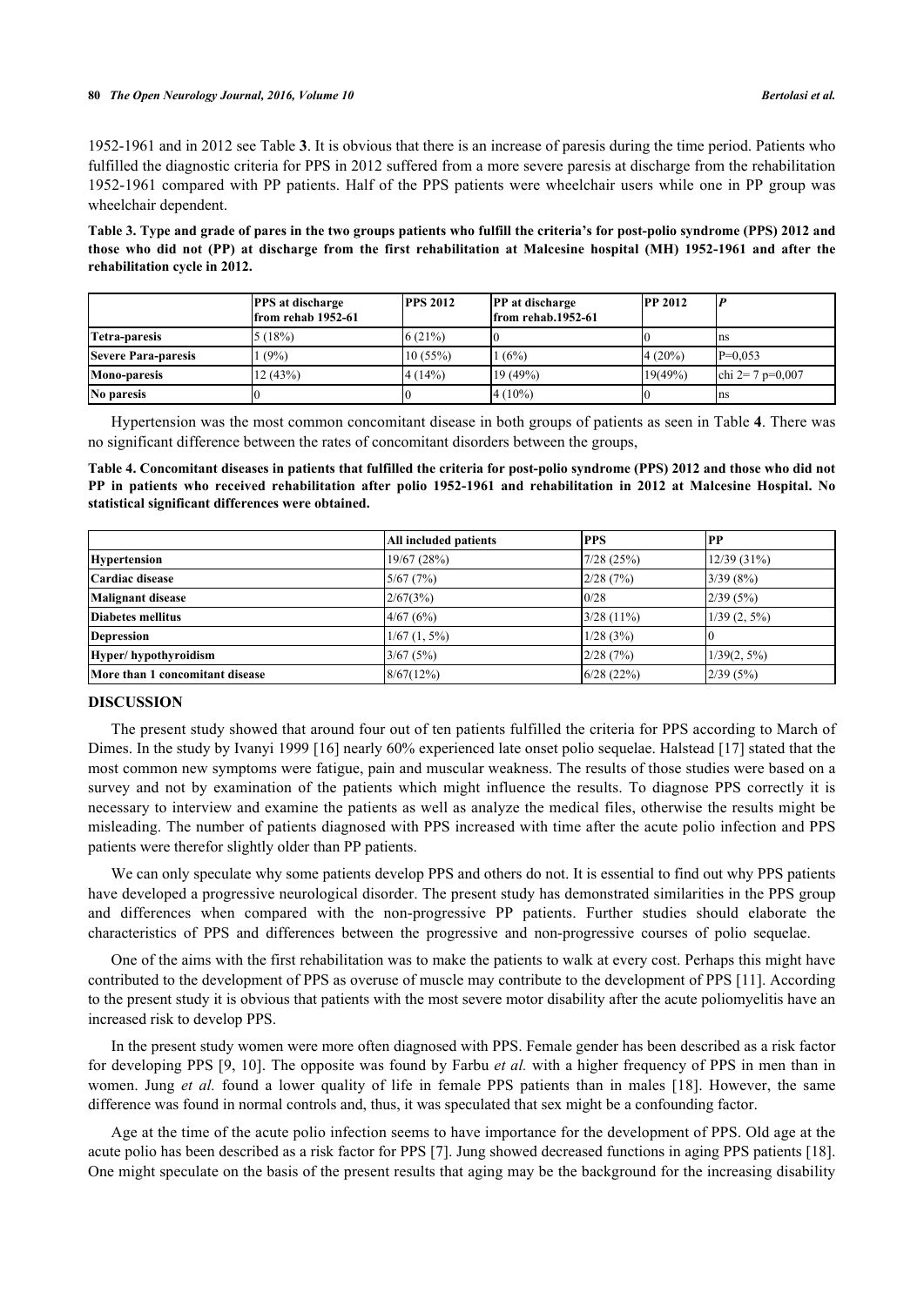1952-1961 and in 2012 see Table **3**. It is obvious that there is an increase of paresis during the time period. Patients who fulfilled the diagnostic criteria for PPS in 2012 suffered from a more severe paresis at discharge from the rehabilitation 1952-1961 compared with PP patients. Half of the PPS patients were wheelchair users while one in PP group was wheelchair dependent.

**Table 3. Type and grade of pares in the two groups patients who fulfill the criteria's for post-polio syndrome (PPS) 2012 and those who did not (PP) at discharge from the first rehabilitation at Malcesine hospital (MH) 1952-1961 and after the rehabilitation cycle in 2012.**

| | PPS at discharge from rehab 1952-61 | PPS 2012 | PP at discharge from rehab.1952-61 | PP 2012 | P |
|---|---|---|---|---|---|
| Tetra-paresis | 5 (18%) | 6 (21%) | 0 | 0 | ns |
| Severe Para-paresis | 1 (9%) | 10 (55%) | 1 (6%) | 4 (20%) | P=0,053 |
| Mono-paresis | 12 (43%) | 4 (14%) | 19 (49%) | 19(49%) | chi 2= 7 p=0,007 |
| No paresis | 0 | 0 | 4 (10%) | 0 | ns |

Hypertension was the most common concomitant disease in both groups of patients as seen in Table **4**. There was no significant difference between the rates of concomitant disorders between the groups,

**Table 4. Concomitant diseases in patients that fulfilled the criteria for post-polio syndrome (PPS) 2012 and those who did not PP in patients who received rehabilitation after polio 1952-1961 and rehabilitation in 2012 at Malcesine Hospital. No statistical significant differences were obtained.**

| | All included patients | PPS | PP |
|---|---|---|---|
| Hypertension | 19/67 (28%) | 7/28 (25%) | 12/39 (31%) |
| Cardiac disease | 5/67 (7%) | 2/28 (7%) | 3/39 (8%) |
| Malignant disease | 2/67(3%) | 0/28 | 2/39 (5%) |
| Diabetes mellitus | 4/67 (6%) | 3/28 (11%) | 1/39 (2, 5%) |
| Depression | 1/67 (1, 5%) | 1/28 (3%) | 0 |
| Hyper/ hypothyroidism | 3/67 (5%) | 2/28 (7%) | 1/39(2, 5%) |
| More than 1 concomitant disease | 8/67(12%) | 6/28 (22%) | 2/39 (5%) |

## DISCUSSION

The present study showed that around four out of ten patients fulfilled the criteria for PPS according to March of Dimes. In the study by Ivanyi 1999 [16] nearly 60% experienced late onset polio sequelae. Halstead [17] stated that the most common new symptoms were fatigue, pain and muscular weakness. The results of those studies were based on a survey and not by examination of the patients which might influence the results. To diagnose PPS correctly it is necessary to interview and examine the patients as well as analyze the medical files, otherwise the results might be misleading. The number of patients diagnosed with PPS increased with time after the acute polio infection and PPS patients were therefor slightly older than PP patients.

We can only speculate why some patients develop PPS and others do not. It is essential to find out why PPS patients have developed a progressive neurological disorder. The present study has demonstrated similarities in the PPS group and differences when compared with the non-progressive PP patients. Further studies should elaborate the characteristics of PPS and differences between the progressive and non-progressive courses of polio sequelae.

One of the aims with the first rehabilitation was to make the patients to walk at every cost. Perhaps this might have contributed to the development of PPS as overuse of muscle may contribute to the development of PPS [11]. According to the present study it is obvious that patients with the most severe motor disability after the acute poliomyelitis have an increased risk to develop PPS.

In the present study women were more often diagnosed with PPS. Female gender has been described as a risk factor for developing PPS [9, 10]. The opposite was found by Farbu *et al.* with a higher frequency of PPS in men than in women. Jung *et al.* found a lower quality of life in female PPS patients than in males [18]. However, the same difference was found in normal controls and, thus, it was speculated that sex might be a confounding factor.

Age at the time of the acute polio infection seems to have importance for the development of PPS. Old age at the acute polio has been described as a risk factor for PPS [7]. Jung showed decreased functions in aging PPS patients [18]. One might speculate on the basis of the present results that aging may be the background for the increasing disability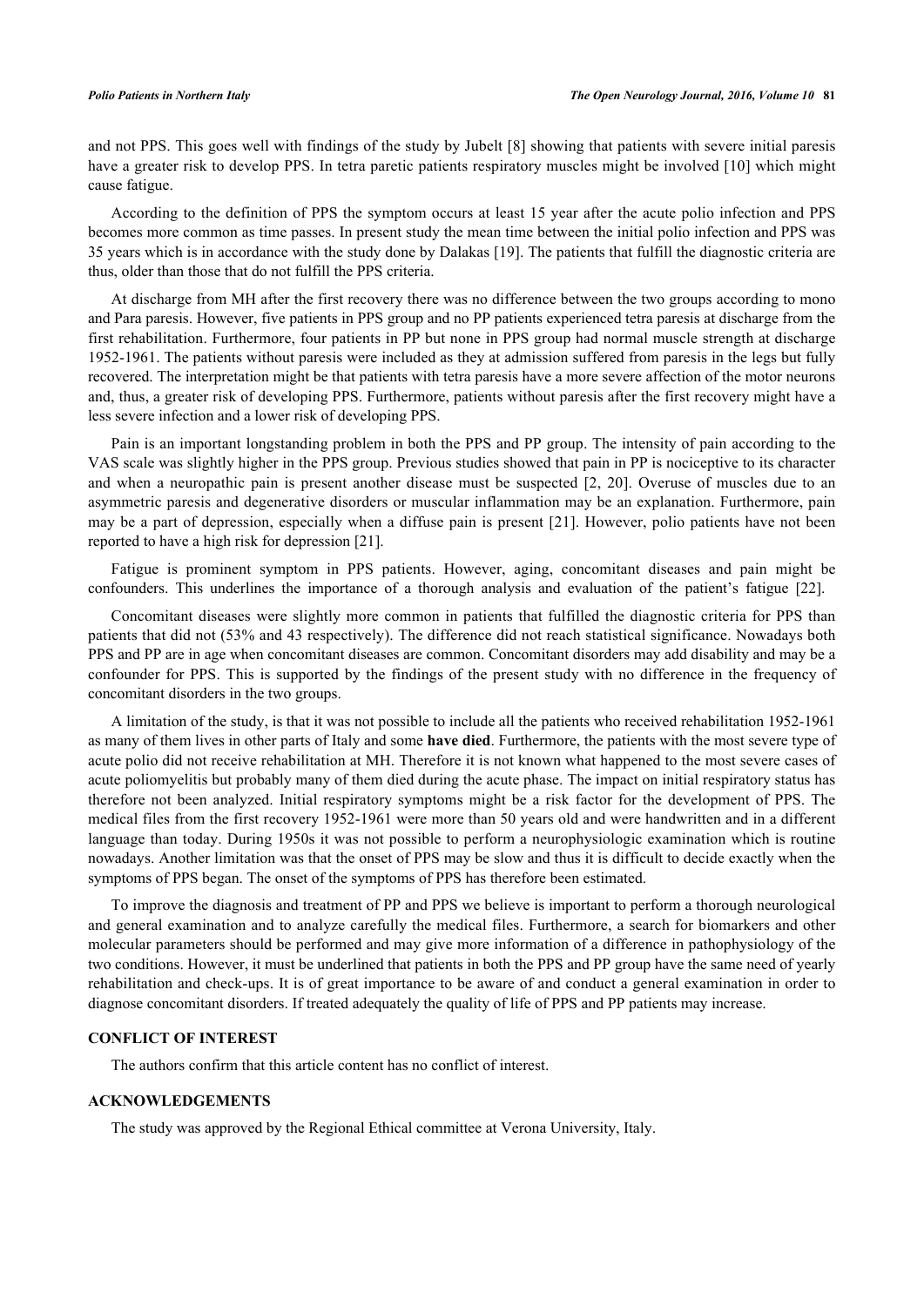and not PPS. This goes well with findings of the study by Jubelt [8] showing that patients with severe initial paresis have a greater risk to develop PPS. In tetra paretic patients respiratory muscles might be involved [10] which might cause fatigue.

According to the definition of PPS the symptom occurs at least 15 year after the acute polio infection and PPS becomes more common as time passes. In present study the mean time between the initial polio infection and PPS was 35 years which is in accordance with the study done by Dalakas [19]. The patients that fulfill the diagnostic criteria are thus, older than those that do not fulfill the PPS criteria.

At discharge from MH after the first recovery there was no difference between the two groups according to mono and Para paresis. However, five patients in PPS group and no PP patients experienced tetra paresis at discharge from the first rehabilitation. Furthermore, four patients in PP but none in PPS group had normal muscle strength at discharge 1952-1961. The patients without paresis were included as they at admission suffered from paresis in the legs but fully recovered. The interpretation might be that patients with tetra paresis have a more severe affection of the motor neurons and, thus, a greater risk of developing PPS. Furthermore, patients without paresis after the first recovery might have a less severe infection and a lower risk of developing PPS.

Pain is an important longstanding problem in both the PPS and PP group. The intensity of pain according to the VAS scale was slightly higher in the PPS group. Previous studies showed that pain in PP is nociceptive to its character and when a neuropathic pain is present another disease must be suspected [2, 20]. Overuse of muscles due to an asymmetric paresis and degenerative disorders or muscular inflammation may be an explanation. Furthermore, pain may be a part of depression, especially when a diffuse pain is present [21]. However, polio patients have not been reported to have a high risk for depression [21].

Fatigue is prominent symptom in PPS patients. However, aging, concomitant diseases and pain might be confounders. This underlines the importance of a thorough analysis and evaluation of the patient's fatigue [22].

Concomitant diseases were slightly more common in patients that fulfilled the diagnostic criteria for PPS than patients that did not (53% and 43 respectively). The difference did not reach statistical significance. Nowadays both PPS and PP are in age when concomitant diseases are common. Concomitant disorders may add disability and may be a confounder for PPS. This is supported by the findings of the present study with no difference in the frequency of concomitant disorders in the two groups.

A limitation of the study, is that it was not possible to include all the patients who received rehabilitation 1952-1961 as many of them lives in other parts of Italy and some **have died**. Furthermore, the patients with the most severe type of acute polio did not receive rehabilitation at MH. Therefore it is not known what happened to the most severe cases of acute poliomyelitis but probably many of them died during the acute phase. The impact on initial respiratory status has therefore not been analyzed. Initial respiratory symptoms might be a risk factor for the development of PPS. The medical files from the first recovery 1952-1961 were more than 50 years old and were handwritten and in a different language than today. During 1950s it was not possible to perform a neurophysiologic examination which is routine nowadays. Another limitation was that the onset of PPS may be slow and thus it is difficult to decide exactly when the symptoms of PPS began. The onset of the symptoms of PPS has therefore been estimated.

To improve the diagnosis and treatment of PP and PPS we believe is important to perform a thorough neurological and general examination and to analyze carefully the medical files. Furthermore, a search for biomarkers and other molecular parameters should be performed and may give more information of a difference in pathophysiology of the two conditions. However, it must be underlined that patients in both the PPS and PP group have the same need of yearly rehabilitation and check-ups. It is of great importance to be aware of and conduct a general examination in order to diagnose concomitant disorders. If treated adequately the quality of life of PPS and PP patients may increase.

## CONFLICT OF INTEREST

The authors confirm that this article content has no conflict of interest.

## ACKNOWLEDGEMENTS

The study was approved by the Regional Ethical committee at Verona University, Italy.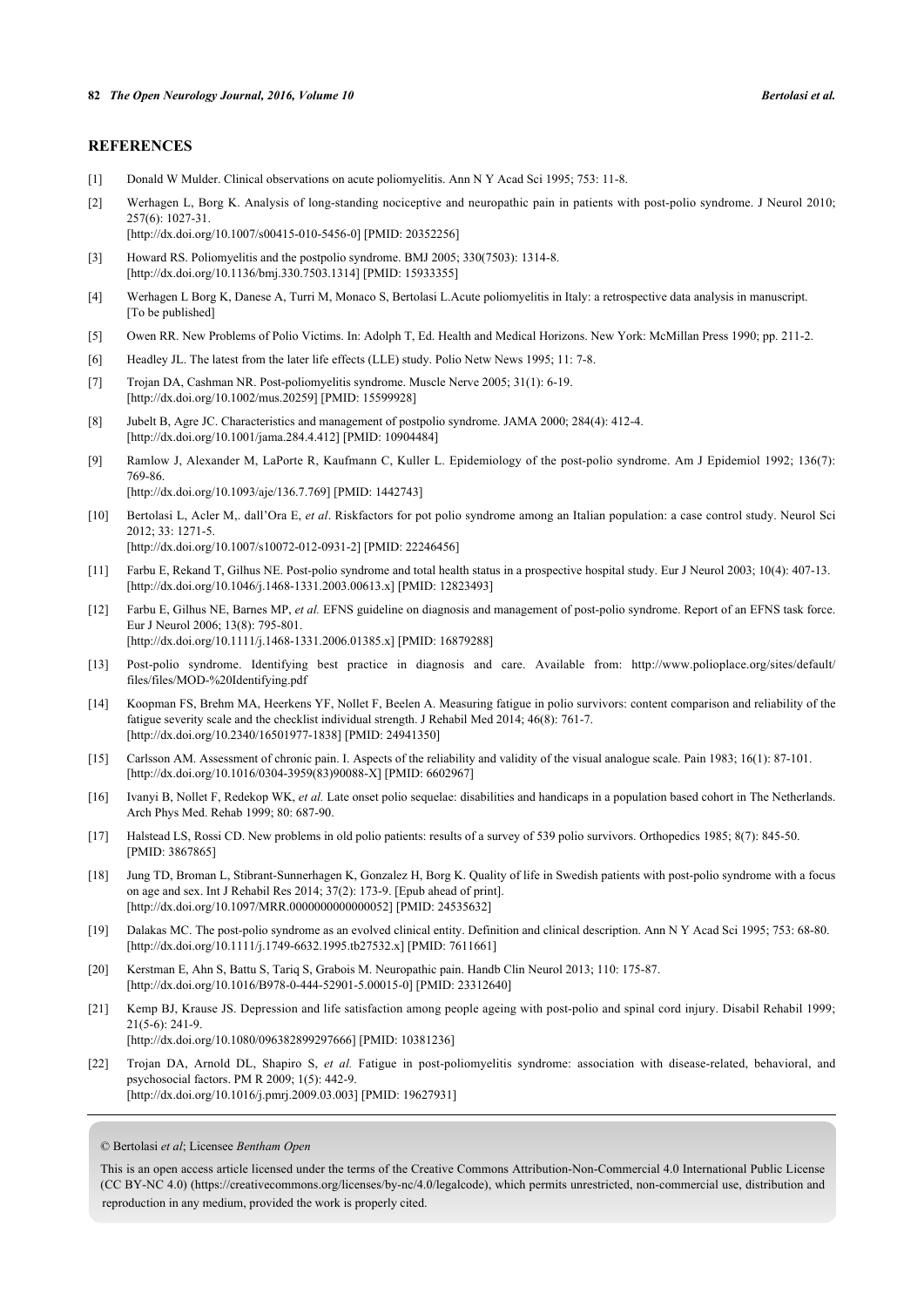## REFERENCES

[1] Donald W Mulder. Clinical observations on acute poliomyelitis. Ann N Y Acad Sci 1995; 753: 11-8.

[2] Werhagen L, Borg K. Analysis of long-standing nociceptive and neuropathic pain in patients with post-polio syndrome. J Neurol 2010; 257(6): 1027-31.
[http://dx.doi.org/10.1007/s00415-010-5456-0] [PMID: 20352256]

[3] Howard RS. Poliomyelitis and the postpolio syndrome. BMJ 2005; 330(7503): 1314-8.
[http://dx.doi.org/10.1136/bmj.330.7503.1314] [PMID: 15933355]

[4] Werhagen L Borg K, Danese A, Turri M, Monaco S, Bertolasi L.Acute poliomyelitis in Italy: a retrospective data analysis in manuscript. [To be published]

[5] Owen RR. New Problems of Polio Victims. In: Adolph T, Ed. Health and Medical Horizons. New York: McMillan Press 1990; pp. 211-2.

[6] Headley JL. The latest from the later life effects (LLE) study. Polio Netw News 1995; 11: 7-8.

[7] Trojan DA, Cashman NR. Post-poliomyelitis syndrome. Muscle Nerve 2005; 31(1): 6-19.
[http://dx.doi.org/10.1002/mus.20259] [PMID: 15599928]

[8] Jubelt B, Agre JC. Characteristics and management of postpolio syndrome. JAMA 2000; 284(4): 412-4.
[http://dx.doi.org/10.1001/jama.284.4.412] [PMID: 10904484]

[9] Ramlow J, Alexander M, LaPorte R, Kaufmann C, Kuller L. Epidemiology of the post-polio syndrome. Am J Epidemiol 1992; 136(7): 769-86.
[http://dx.doi.org/10.1093/aje/136.7.769] [PMID: 1442743]

[10] Bertolasi L, Acler M,. dall'Ora E, *et al*. Riskfactors for pot polio syndrome among an Italian population: a case control study. Neurol Sci 2012; 33: 1271-5.
[http://dx.doi.org/10.1007/s10072-012-0931-2] [PMID: 22246456]

[11] Farbu E, Rekand T, Gilhus NE. Post-polio syndrome and total health status in a prospective hospital study. Eur J Neurol 2003; 10(4): 407-13.
[http://dx.doi.org/10.1046/j.1468-1331.2003.00613.x] [PMID: 12823493]

[12] Farbu E, Gilhus NE, Barnes MP, *et al.* EFNS guideline on diagnosis and management of post-polio syndrome. Report of an EFNS task force. Eur J Neurol 2006; 13(8): 795-801.
[http://dx.doi.org/10.1111/j.1468-1331.2006.01385.x] [PMID: 16879288]

[13] Post-polio syndrome. Identifying best practice in diagnosis and care. Available from: http://www.polioplace.org/sites/default/files/files/MOD-%20Identifying.pdf

[14] Koopman FS, Brehm MA, Heerkens YF, Nollet F, Beelen A. Measuring fatigue in polio survivors: content comparison and reliability of the fatigue severity scale and the checklist individual strength. J Rehabil Med 2014; 46(8): 761-7.
[http://dx.doi.org/10.2340/16501977-1838] [PMID: 24941350]

[15] Carlsson AM. Assessment of chronic pain. I. Aspects of the reliability and validity of the visual analogue scale. Pain 1983; 16(1): 87-101.
[http://dx.doi.org/10.1016/0304-3959(83)90088-X] [PMID: 6602967]

[16] Ivanyi B, Nollet F, Redekop WK, *et al.* Late onset polio sequelae: disabilities and handicaps in a population based cohort in The Netherlands. Arch Phys Med. Rehab 1999; 80: 687-90.

[17] Halstead LS, Rossi CD. New problems in old polio patients: results of a survey of 539 polio survivors. Orthopedics 1985; 8(7): 845-50.
[PMID: 3867865]

[18] Jung TD, Broman L, Stibrant-Sunnerhagen K, Gonzalez H, Borg K. Quality of life in Swedish patients with post-polio syndrome with a focus on age and sex. Int J Rehabil Res 2014; 37(2): 173-9. [Epub ahead of print].
[http://dx.doi.org/10.1097/MRR.0000000000000052] [PMID: 24535632]

[19] Dalakas MC. The post-polio syndrome as an evolved clinical entity. Definition and clinical description. Ann N Y Acad Sci 1995; 753: 68-80.
[http://dx.doi.org/10.1111/j.1749-6632.1995.tb27532.x] [PMID: 7611661]

[20] Kerstman E, Ahn S, Battu S, Tariq S, Grabois M. Neuropathic pain. Handb Clin Neurol 2013; 110: 175-87.
[http://dx.doi.org/10.1016/B978-0-444-52901-5.00015-0] [PMID: 23312640]

[21] Kemp BJ, Krause JS. Depression and life satisfaction among people ageing with post-polio and spinal cord injury. Disabil Rehabil 1999; 21(5-6): 241-9.
[http://dx.doi.org/10.1080/096382899297666] [PMID: 10381236]

[22] Trojan DA, Arnold DL, Shapiro S, *et al.* Fatigue in post-poliomyelitis syndrome: association with disease-related, behavioral, and psychosocial factors. PM R 2009; 1(5): 442-9.
[http://dx.doi.org/10.1016/j.pmrj.2009.03.003] [PMID: 19627931]

---

© Bertolasi *et al*; Licensee *Bentham Open*

This is an open access article licensed under the terms of the Creative Commons Attribution-Non-Commercial 4.0 International Public License (CC BY-NC 4.0) (https://creativecommons.org/licenses/by-nc/4.0/legalcode), which permits unrestricted, non-commercial use, distribution and reproduction in any medium, provided the work is properly cited.